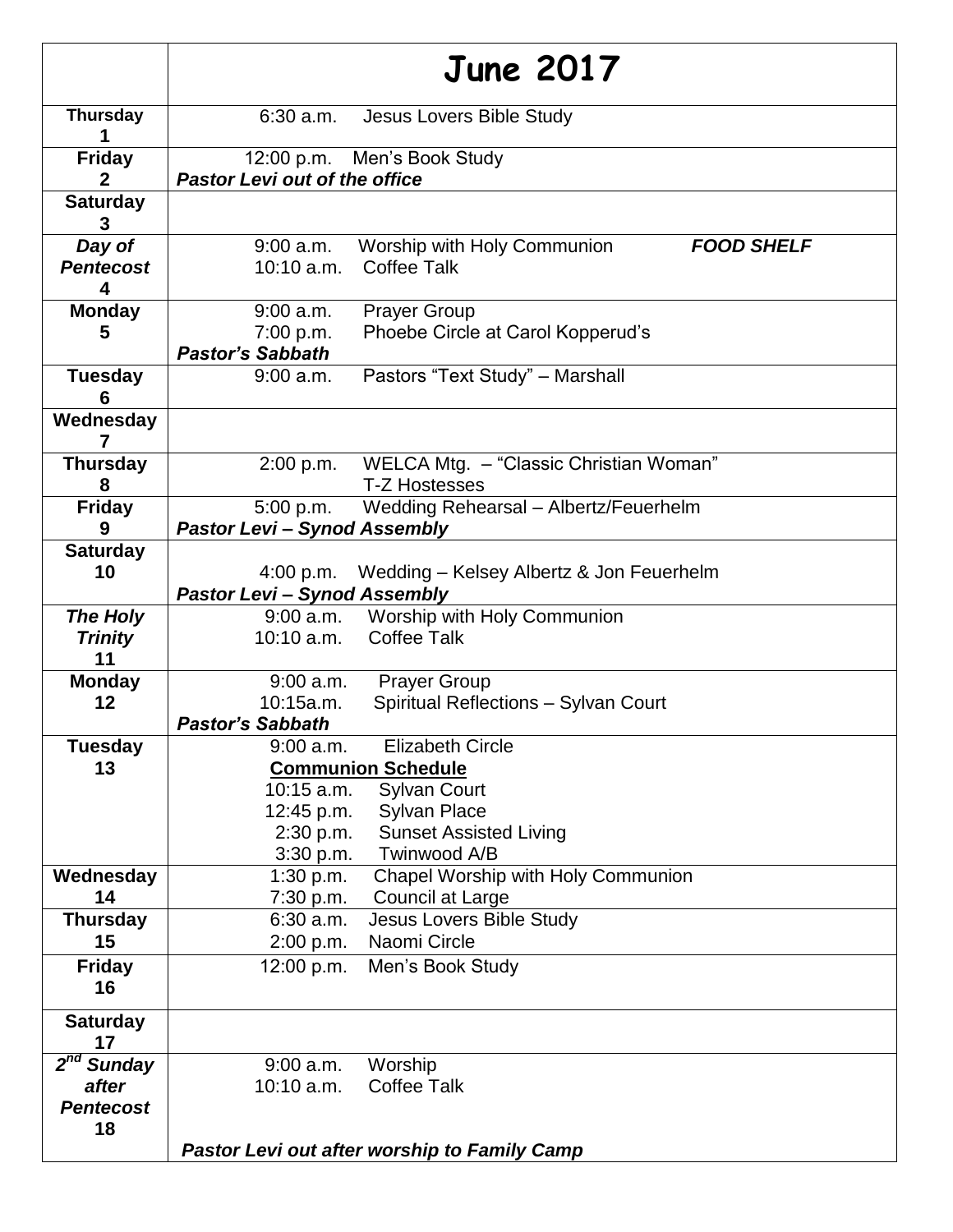| | **June 2017** |
|---|---|
| **Thursday 1** | 6:30 a.m. Jesus Lovers Bible Study |
| **Friday 2** | 12:00 p.m. Men's Book Study<br>***Pastor Levi out of the office*** |
| **Saturday 3** | |
| ***Day of Pentecost* 4** | 9:00 a.m. Worship with Holy Communion ***FOOD SHELF***<br>10:10 a.m. Coffee Talk |
| **Monday 5** | 9:00 a.m. Prayer Group<br>7:00 p.m. Phoebe Circle at Carol Kopperud's<br>***Pastor's Sabbath*** |
| **Tuesday 6** | 9:00 a.m. Pastors "Text Study" – Marshall |
| **Wednesday 7** | |
| **Thursday 8** | 2:00 p.m. WELCA Mtg. – "Classic Christian Woman"<br>T-Z Hostesses |
| **Friday 9** | 5:00 p.m. Wedding Rehearsal – Albertz/Feuerhelm<br>***Pastor Levi – Synod Assembly*** |
| **Saturday 10** | 4:00 p.m. Wedding – Kelsey Albertz & Jon Feuerhelm<br>***Pastor Levi – Synod Assembly*** |
| ***The Holy Trinity* 11** | 9:00 a.m. Worship with Holy Communion<br>10:10 a.m. Coffee Talk |
| **Monday 12** | 9:00 a.m. Prayer Group<br>10:15a.m. Spiritual Reflections – Sylvan Court<br>***Pastor's Sabbath*** |
| **Tuesday 13** | 9:00 a.m. Elizabeth Circle<br>**<u>Communion Schedule</u>**<br>10:15 a.m. Sylvan Court<br>12:45 p.m. Sylvan Place<br>2:30 p.m. Sunset Assisted Living<br>3:30 p.m. Twinwood A/B |
| **Wednesday 14** | 1:30 p.m. Chapel Worship with Holy Communion<br>7:30 p.m. Council at Large |
| **Thursday 15** | 6:30 a.m. Jesus Lovers Bible Study<br>2:00 p.m. Naomi Circle |
| **Friday 16** | 12:00 p.m. Men's Book Study |
| **Saturday 17** | |
| ***2nd Sunday after Pentecost* 18** | 9:00 a.m. Worship<br>10:10 a.m. Coffee Talk<br>***Pastor Levi out after worship to Family Camp*** |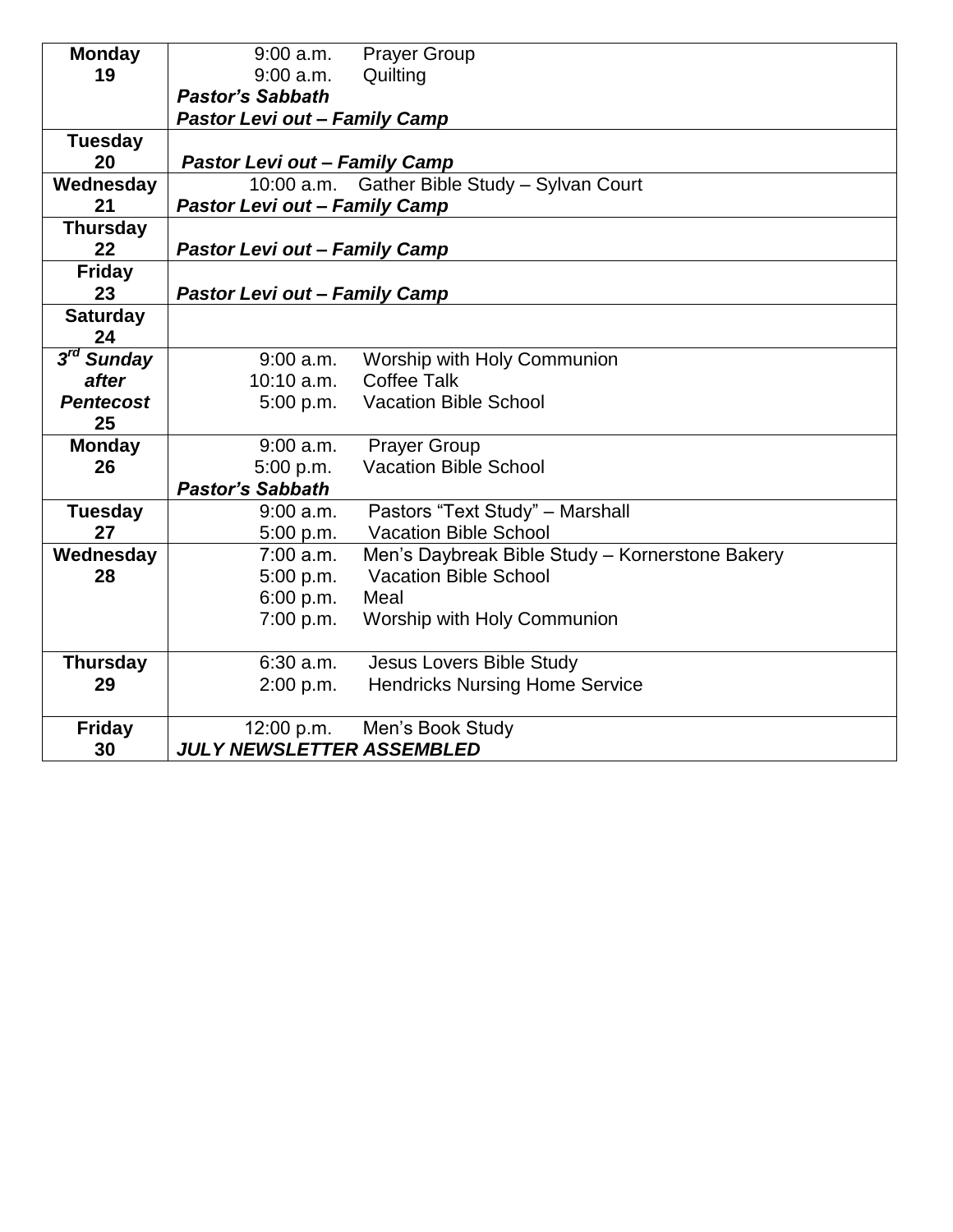| | |
|---|---|
| **Monday 19** | 9:00 a.m. Prayer Group<br>9:00 a.m. Quilting<br>***Pastor's Sabbath***<br>***Pastor Levi out – Family Camp*** |
| **Tuesday 20** | ***Pastor Levi out – Family Camp*** |
| **Wednesday 21** | 10:00 a.m. Gather Bible Study – Sylvan Court<br>***Pastor Levi out – Family Camp*** |
| **Thursday 22** | ***Pastor Levi out – Family Camp*** |
| **Friday 23** | ***Pastor Levi out – Family Camp*** |
| **Saturday 24** | |
| ***3rd Sunday after Pentecost*** **25** | 9:00 a.m. Worship with Holy Communion<br>10:10 a.m. Coffee Talk<br>5:00 p.m. Vacation Bible School |
| **Monday 26** | 9:00 a.m. Prayer Group<br>5:00 p.m. Vacation Bible School<br>***Pastor's Sabbath*** |
| **Tuesday 27** | 9:00 a.m. Pastors "Text Study" – Marshall<br>5:00 p.m. Vacation Bible School |
| **Wednesday 28** | 7:00 a.m. Men's Daybreak Bible Study – Kornerstone Bakery<br>5:00 p.m. Vacation Bible School<br>6:00 p.m. Meal<br>7:00 p.m. Worship with Holy Communion |
| **Thursday 29** | 6:30 a.m. Jesus Lovers Bible Study<br>2:00 p.m. Hendricks Nursing Home Service |
| **Friday 30** | 12:00 p.m. Men's Book Study<br>***JULY NEWSLETTER ASSEMBLED*** |